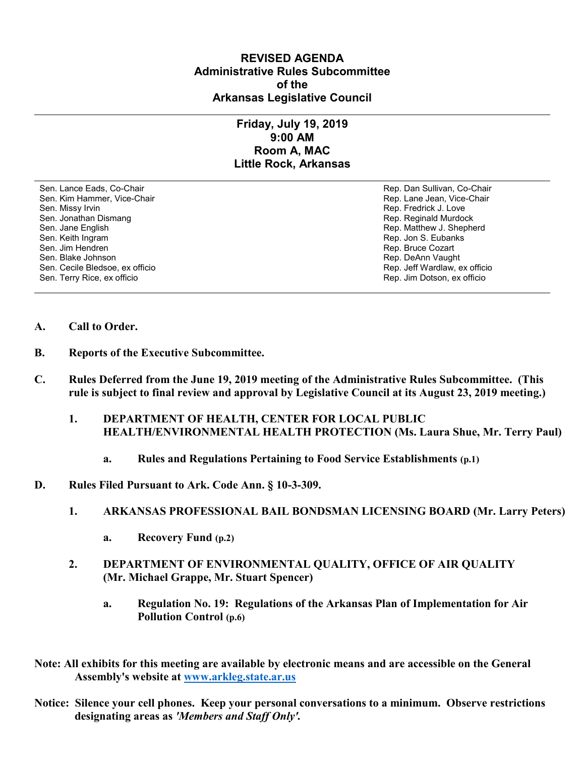# REVISED AGENDA
## Administrative Rules Subcommittee
## of the
## Arkansas Legislative Council

---

### Friday, July 19, 2019
### 9:00 AM
### Room A, MAC
### Little Rock, Arkansas

---

| | |
|---|---|
| Sen. Lance Eads, Co-Chair | Rep. Dan Sullivan, Co-Chair |
| Sen. Kim Hammer, Vice-Chair | Rep. Lane Jean, Vice-Chair |
| Sen. Missy Irvin | Rep. Fredrick J. Love |
| Sen. Jonathan Dismang | Rep. Reginald Murdock |
| Sen. Jane English | Rep. Matthew J. Shepherd |
| Sen. Keith Ingram | Rep. Jon S. Eubanks |
| Sen. Jim Hendren | Rep. Bruce Cozart |
| Sen. Blake Johnson | Rep. DeAnn Vaught |
| Sen. Cecile Bledsoe, ex officio | Rep. Jeff Wardlaw, ex officio |
| Sen. Terry Rice, ex officio | Rep. Jim Dotson, ex officio |

---

**A. Call to Order.**

**B. Reports of the Executive Subcommittee.**

**C. Rules Deferred from the June 19, 2019 meeting of the Administrative Rules Subcommittee. (This rule is subject to final review and approval by Legislative Council at its August 23, 2019 meeting.)**

**1. DEPARTMENT OF HEALTH, CENTER FOR LOCAL PUBLIC HEALTH/ENVIRONMENTAL HEALTH PROTECTION (Ms. Laura Shue, Mr. Terry Paul)**

**a. Rules and Regulations Pertaining to Food Service Establishments (p.1)**

**D. Rules Filed Pursuant to Ark. Code Ann. § 10-3-309.**

**1. ARKANSAS PROFESSIONAL BAIL BONDSMAN LICENSING BOARD (Mr. Larry Peters)**

**a. Recovery Fund (p.2)**

**2. DEPARTMENT OF ENVIRONMENTAL QUALITY, OFFICE OF AIR QUALITY (Mr. Michael Grappe, Mr. Stuart Spencer)**

**a. Regulation No. 19: Regulations of the Arkansas Plan of Implementation for Air Pollution Control (p.6)**

**Note: All exhibits for this meeting are available by electronic means and are accessible on the General Assembly's website at [www.arkleg.state.ar.us](http://www.arkleg.state.ar.us)**

**Notice: Silence your cell phones. Keep your personal conversations to a minimum. Observe restrictions designating areas as *'Members and Staff Only'*.**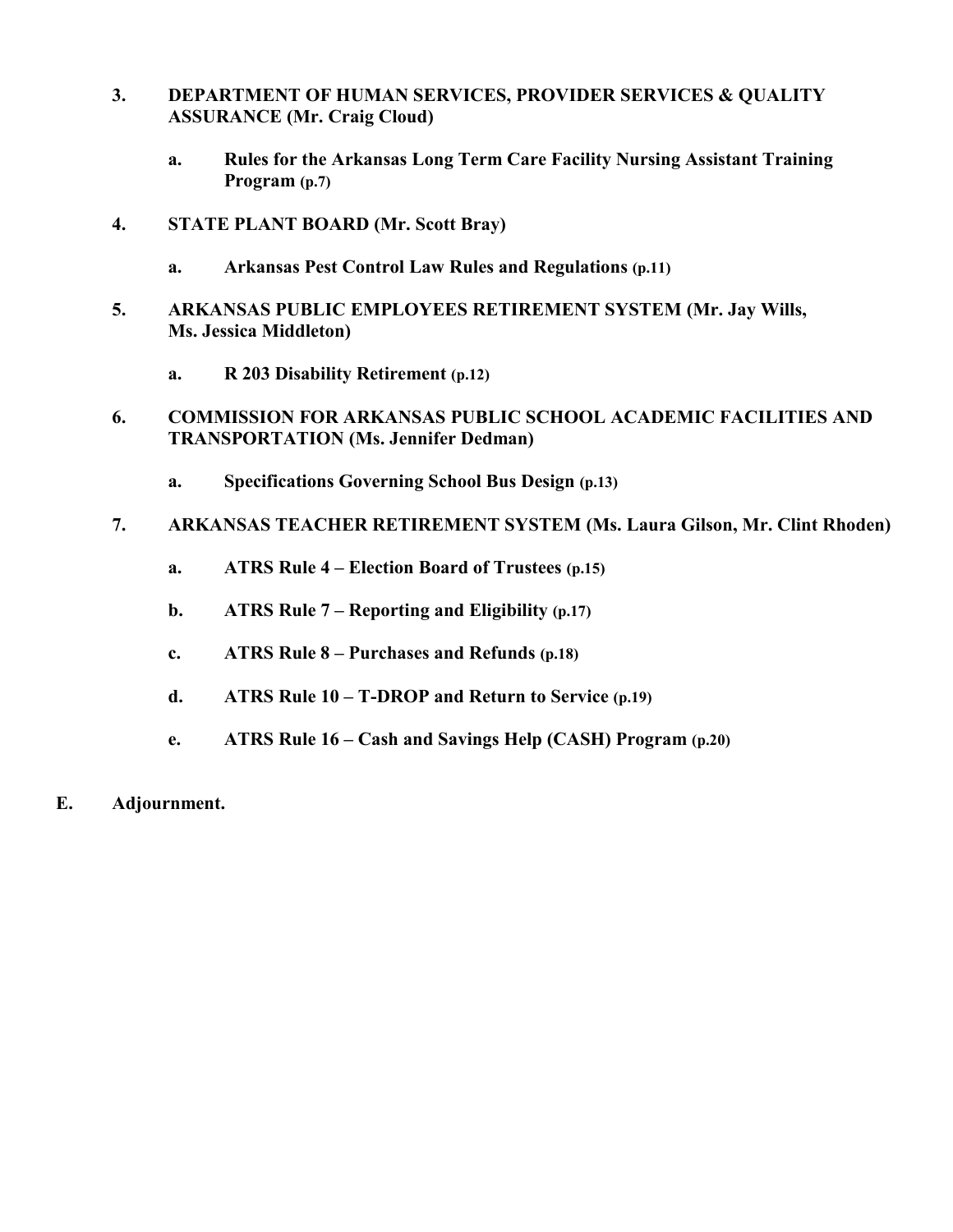3. **DEPARTMENT OF HUMAN SERVICES, PROVIDER SERVICES & QUALITY ASSURANCE (Mr. Craig Cloud)**

   a. **Rules for the Arkansas Long Term Care Facility Nursing Assistant Training Program (p.7)**

4. **STATE PLANT BOARD (Mr. Scott Bray)**

   a. **Arkansas Pest Control Law Rules and Regulations (p.11)**

5. **ARKANSAS PUBLIC EMPLOYEES RETIREMENT SYSTEM (Mr. Jay Wills, Ms. Jessica Middleton)**

   a. **R 203 Disability Retirement (p.12)**

6. **COMMISSION FOR ARKANSAS PUBLIC SCHOOL ACADEMIC FACILITIES AND TRANSPORTATION (Ms. Jennifer Dedman)**

   a. **Specifications Governing School Bus Design (p.13)**

7. **ARKANSAS TEACHER RETIREMENT SYSTEM (Ms. Laura Gilson, Mr. Clint Rhoden)**

   a. **ATRS Rule 4 – Election Board of Trustees (p.15)**

   b. **ATRS Rule 7 – Reporting and Eligibility (p.17)**

   c. **ATRS Rule 8 – Purchases and Refunds (p.18)**

   d. **ATRS Rule 10 – T-DROP and Return to Service (p.19)**

   e. **ATRS Rule 16 – Cash and Savings Help (CASH) Program (p.20)**

**E. Adjournment.**